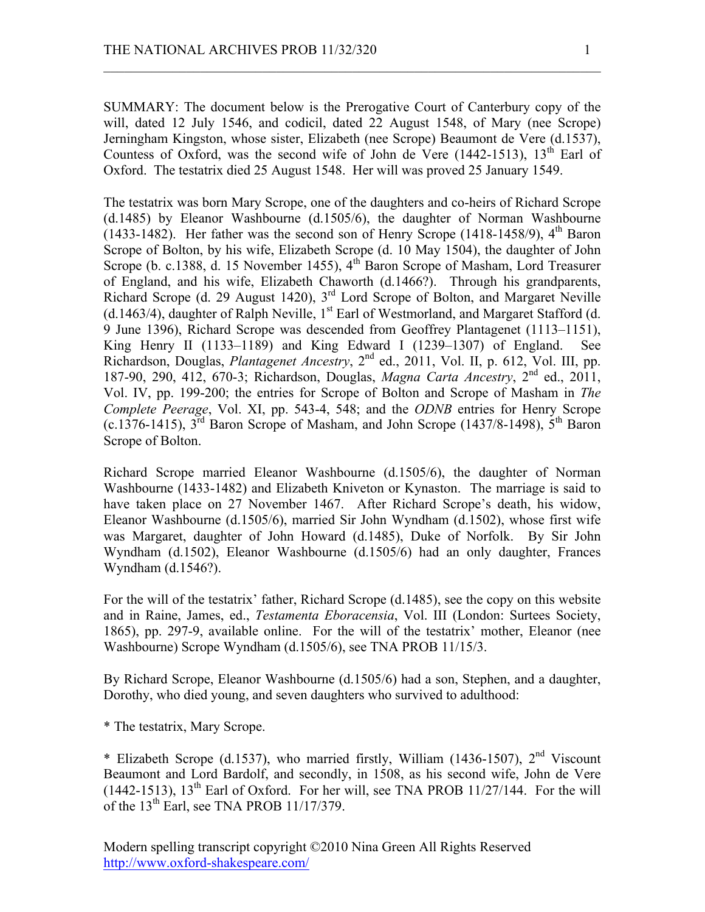SUMMARY: The document below is the Prerogative Court of Canterbury copy of the will, dated 12 July 1546, and codicil, dated 22 August 1548, of Mary (nee Scrope) Jerningham Kingston, whose sister, Elizabeth (nee Scrope) Beaumont de Vere (d.1537), Countess of Oxford, was the second wife of John de Vere (1442-1513), 13th Earl of Oxford. The testatrix died 25 August 1548. Her will was proved 25 January 1549.

The testatrix was born Mary Scrope, one of the daughters and co-heirs of Richard Scrope (d.1485) by Eleanor Washbourne (d.1505/6), the daughter of Norman Washbourne (1433-1482). Her father was the second son of Henry Scrope (1418-1458/9), 4th Baron Scrope of Bolton, by his wife, Elizabeth Scrope (d. 10 May 1504), the daughter of John Scrope (b. c.1388, d. 15 November 1455), 4th Baron Scrope of Masham, Lord Treasurer of England, and his wife, Elizabeth Chaworth (d.1466?). Through his grandparents, Richard Scrope (d. 29 August 1420), 3rd Lord Scrope of Bolton, and Margaret Neville (d.1463/4), daughter of Ralph Neville, 1st Earl of Westmorland, and Margaret Stafford (d. 9 June 1396), Richard Scrope was descended from Geoffrey Plantagenet (1113–1151), King Henry II (1133–1189) and King Edward I (1239–1307) of England. See Richardson, Douglas, *Plantagenet Ancestry*, 2nd ed., 2011, Vol. II, p. 612, Vol. III, pp. 187-90, 290, 412, 670-3; Richardson, Douglas, *Magna Carta Ancestry*, 2nd ed., 2011, Vol. IV, pp. 199-200; the entries for Scrope of Bolton and Scrope of Masham in *The Complete Peerage*, Vol. XI, pp. 543-4, 548; and the *ODNB* entries for Henry Scrope (c.1376-1415), 3rd Baron Scrope of Masham, and John Scrope (1437/8-1498), 5th Baron Scrope of Bolton.

Richard Scrope married Eleanor Washbourne (d.1505/6), the daughter of Norman Washbourne (1433-1482) and Elizabeth Kniveton or Kynaston. The marriage is said to have taken place on 27 November 1467. After Richard Scrope's death, his widow, Eleanor Washbourne (d.1505/6), married Sir John Wyndham (d.1502), whose first wife was Margaret, daughter of John Howard (d.1485), Duke of Norfolk. By Sir John Wyndham (d.1502), Eleanor Washbourne (d.1505/6) had an only daughter, Frances Wyndham (d.1546?).

For the will of the testatrix' father, Richard Scrope (d.1485), see the copy on this website and in Raine, James, ed., *Testamenta Eboracensia*, Vol. III (London: Surtees Society, 1865), pp. 297-9, available online. For the will of the testatrix' mother, Eleanor (nee Washbourne) Scrope Wyndham (d.1505/6), see TNA PROB 11/15/3.

By Richard Scrope, Eleanor Washbourne (d.1505/6) had a son, Stephen, and a daughter, Dorothy, who died young, and seven daughters who survived to adulthood:

* The testatrix, Mary Scrope.

* Elizabeth Scrope (d.1537), who married firstly, William (1436-1507), 2nd Viscount Beaumont and Lord Bardolf, and secondly, in 1508, as his second wife, John de Vere (1442-1513), 13th Earl of Oxford. For her will, see TNA PROB 11/27/144. For the will of the 13th Earl, see TNA PROB 11/17/379.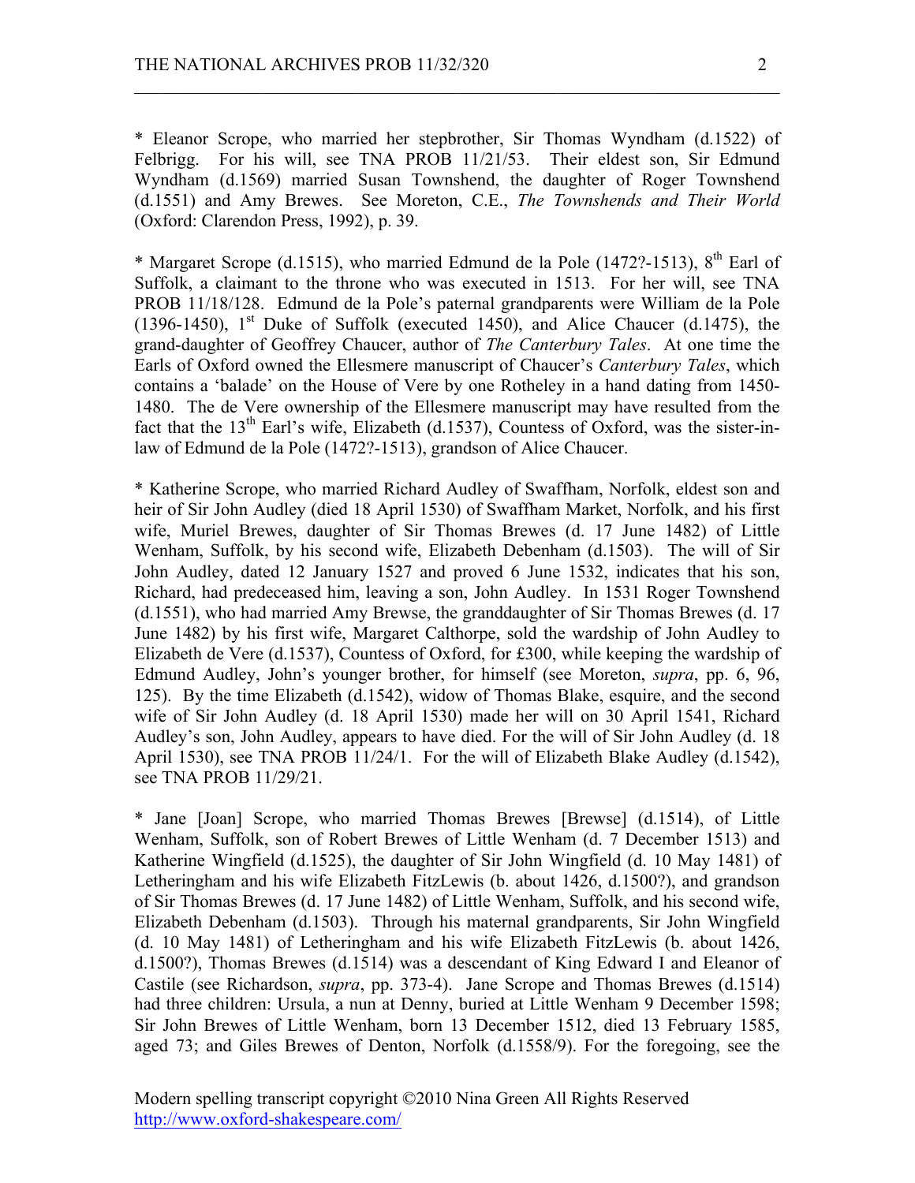* Eleanor Scrope, who married her stepbrother, Sir Thomas Wyndham (d.1522) of Felbrigg. For his will, see TNA PROB 11/21/53. Their eldest son, Sir Edmund Wyndham (d.1569) married Susan Townshend, the daughter of Roger Townshend (d.1551) and Amy Brewes. See Moreton, C.E., *The Townshends and Their World* (Oxford: Clarendon Press, 1992), p. 39.

* Margaret Scrope (d.1515), who married Edmund de la Pole (1472?-1513), 8th Earl of Suffolk, a claimant to the throne who was executed in 1513. For her will, see TNA PROB 11/18/128. Edmund de la Pole's paternal grandparents were William de la Pole (1396-1450), 1st Duke of Suffolk (executed 1450), and Alice Chaucer (d.1475), the grand-daughter of Geoffrey Chaucer, author of *The Canterbury Tales*. At one time the Earls of Oxford owned the Ellesmere manuscript of Chaucer's *Canterbury Tales*, which contains a 'balade' on the House of Vere by one Rotheley in a hand dating from 1450-1480. The de Vere ownership of the Ellesmere manuscript may have resulted from the fact that the 13th Earl's wife, Elizabeth (d.1537), Countess of Oxford, was the sister-in-law of Edmund de la Pole (1472?-1513), grandson of Alice Chaucer.

* Katherine Scrope, who married Richard Audley of Swaffham, Norfolk, eldest son and heir of Sir John Audley (died 18 April 1530) of Swaffham Market, Norfolk, and his first wife, Muriel Brewes, daughter of Sir Thomas Brewes (d. 17 June 1482) of Little Wenham, Suffolk, by his second wife, Elizabeth Debenham (d.1503). The will of Sir John Audley, dated 12 January 1527 and proved 6 June 1532, indicates that his son, Richard, had predeceased him, leaving a son, John Audley. In 1531 Roger Townshend (d.1551), who had married Amy Brewse, the granddaughter of Sir Thomas Brewes (d. 17 June 1482) by his first wife, Margaret Calthorpe, sold the wardship of John Audley to Elizabeth de Vere (d.1537), Countess of Oxford, for £300, while keeping the wardship of Edmund Audley, John's younger brother, for himself (see Moreton, *supra*, pp. 6, 96, 125). By the time Elizabeth (d.1542), widow of Thomas Blake, esquire, and the second wife of Sir John Audley (d. 18 April 1530) made her will on 30 April 1541, Richard Audley's son, John Audley, appears to have died. For the will of Sir John Audley (d. 18 April 1530), see TNA PROB 11/24/1. For the will of Elizabeth Blake Audley (d.1542), see TNA PROB 11/29/21.

* Jane [Joan] Scrope, who married Thomas Brewes [Brewse] (d.1514), of Little Wenham, Suffolk, son of Robert Brewes of Little Wenham (d. 7 December 1513) and Katherine Wingfield (d.1525), the daughter of Sir John Wingfield (d. 10 May 1481) of Letheringham and his wife Elizabeth FitzLewis (b. about 1426, d.1500?), and grandson of Sir Thomas Brewes (d. 17 June 1482) of Little Wenham, Suffolk, and his second wife, Elizabeth Debenham (d.1503). Through his maternal grandparents, Sir John Wingfield (d. 10 May 1481) of Letheringham and his wife Elizabeth FitzLewis (b. about 1426, d.1500?), Thomas Brewes (d.1514) was a descendant of King Edward I and Eleanor of Castile (see Richardson, *supra*, pp. 373-4). Jane Scrope and Thomas Brewes (d.1514) had three children: Ursula, a nun at Denny, buried at Little Wenham 9 December 1598; Sir John Brewes of Little Wenham, born 13 December 1512, died 13 February 1585, aged 73; and Giles Brewes of Denton, Norfolk (d.1558/9). For the foregoing, see the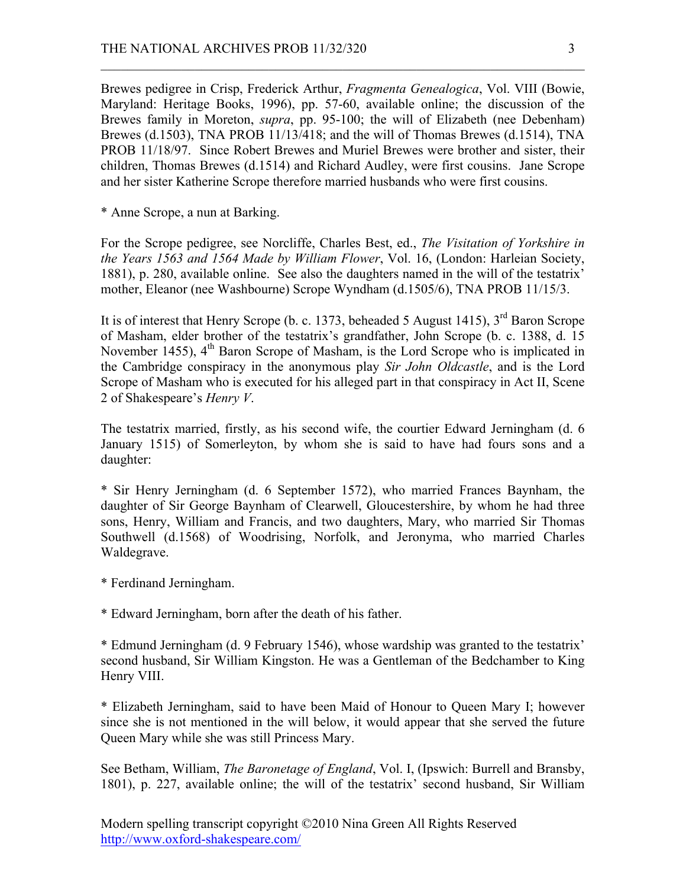Brewes pedigree in Crisp, Frederick Arthur, *Fragmenta Genealogica*, Vol. VIII (Bowie, Maryland: Heritage Books, 1996), pp. 57-60, available online; the discussion of the Brewes family in Moreton, *supra*, pp. 95-100; the will of Elizabeth (nee Debenham) Brewes (d.1503), TNA PROB 11/13/418; and the will of Thomas Brewes (d.1514), TNA PROB 11/18/97. Since Robert Brewes and Muriel Brewes were brother and sister, their children, Thomas Brewes (d.1514) and Richard Audley, were first cousins. Jane Scrope and her sister Katherine Scrope therefore married husbands who were first cousins.

* Anne Scrope, a nun at Barking.

For the Scrope pedigree, see Norcliffe, Charles Best, ed., *The Visitation of Yorkshire in the Years 1563 and 1564 Made by William Flower*, Vol. 16, (London: Harleian Society, 1881), p. 280, available online. See also the daughters named in the will of the testatrix' mother, Eleanor (nee Washbourne) Scrope Wyndham (d.1505/6), TNA PROB 11/15/3.

It is of interest that Henry Scrope (b. c. 1373, beheaded 5 August 1415), 3rd Baron Scrope of Masham, elder brother of the testatrix's grandfather, John Scrope (b. c. 1388, d. 15 November 1455), 4th Baron Scrope of Masham, is the Lord Scrope who is implicated in the Cambridge conspiracy in the anonymous play *Sir John Oldcastle*, and is the Lord Scrope of Masham who is executed for his alleged part in that conspiracy in Act II, Scene 2 of Shakespeare's *Henry V*.

The testatrix married, firstly, as his second wife, the courtier Edward Jerningham (d. 6 January 1515) of Somerleyton, by whom she is said to have had fours sons and a daughter:

* Sir Henry Jerningham (d. 6 September 1572), who married Frances Baynham, the daughter of Sir George Baynham of Clearwell, Gloucestershire, by whom he had three sons, Henry, William and Francis, and two daughters, Mary, who married Sir Thomas Southwell (d.1568) of Woodrising, Norfolk, and Jeronyma, who married Charles Waldegrave.

* Ferdinand Jerningham.

* Edward Jerningham, born after the death of his father.

* Edmund Jerningham (d. 9 February 1546), whose wardship was granted to the testatrix' second husband, Sir William Kingston. He was a Gentleman of the Bedchamber to King Henry VIII.

* Elizabeth Jerningham, said to have been Maid of Honour to Queen Mary I; however since she is not mentioned in the will below, it would appear that she served the future Queen Mary while she was still Princess Mary.

See Betham, William, *The Baronetage of England*, Vol. I, (Ipswich: Burrell and Bransby, 1801), p. 227, available online; the will of the testatrix' second husband, Sir William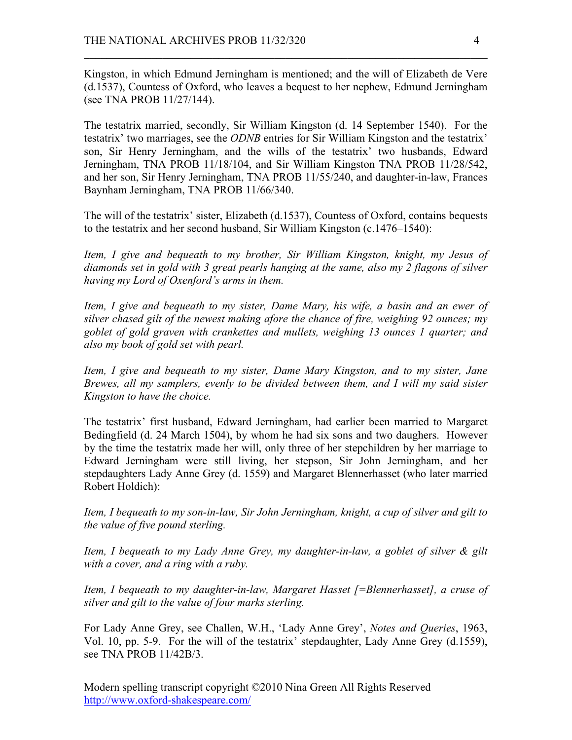Kingston, in which Edmund Jerningham is mentioned; and the will of Elizabeth de Vere (d.1537), Countess of Oxford, who leaves a bequest to her nephew, Edmund Jerningham (see TNA PROB 11/27/144).

The testatrix married, secondly, Sir William Kingston (d. 14 September 1540). For the testatrix' two marriages, see the *ODNB* entries for Sir William Kingston and the testatrix' son, Sir Henry Jerningham, and the wills of the testatrix' two husbands, Edward Jerningham, TNA PROB 11/18/104, and Sir William Kingston TNA PROB 11/28/542, and her son, Sir Henry Jerningham, TNA PROB 11/55/240, and daughter-in-law, Frances Baynham Jerningham, TNA PROB 11/66/340.

The will of the testatrix' sister, Elizabeth (d.1537), Countess of Oxford, contains bequests to the testatrix and her second husband, Sir William Kingston (c.1476–1540):

*Item, I give and bequeath to my brother, Sir William Kingston, knight, my Jesus of diamonds set in gold with 3 great pearls hanging at the same, also my 2 flagons of silver having my Lord of Oxenford's arms in them.*

*Item, I give and bequeath to my sister, Dame Mary, his wife, a basin and an ewer of silver chased gilt of the newest making afore the chance of fire, weighing 92 ounces; my goblet of gold graven with crankettes and mullets, weighing 13 ounces 1 quarter; and also my book of gold set with pearl.*

*Item, I give and bequeath to my sister, Dame Mary Kingston, and to my sister, Jane Brewes, all my samplers, evenly to be divided between them, and I will my said sister Kingston to have the choice.*

The testatrix' first husband, Edward Jerningham, had earlier been married to Margaret Bedingfield (d. 24 March 1504), by whom he had six sons and two daughers. However by the time the testatrix made her will, only three of her stepchildren by her marriage to Edward Jerningham were still living, her stepson, Sir John Jerningham, and her stepdaughters Lady Anne Grey (d. 1559) and Margaret Blennerhasset (who later married Robert Holdich):

*Item, I bequeath to my son-in-law, Sir John Jerningham, knight, a cup of silver and gilt to the value of five pound sterling.*

*Item, I bequeath to my Lady Anne Grey, my daughter-in-law, a goblet of silver & gilt with a cover, and a ring with a ruby.*

*Item, I bequeath to my daughter-in-law, Margaret Hasset [=Blennerhasset], a cruse of silver and gilt to the value of four marks sterling.*

For Lady Anne Grey, see Challen, W.H., 'Lady Anne Grey', *Notes and Queries*, 1963, Vol. 10, pp. 5-9. For the will of the testatrix' stepdaughter, Lady Anne Grey (d.1559), see TNA PROB 11/42B/3.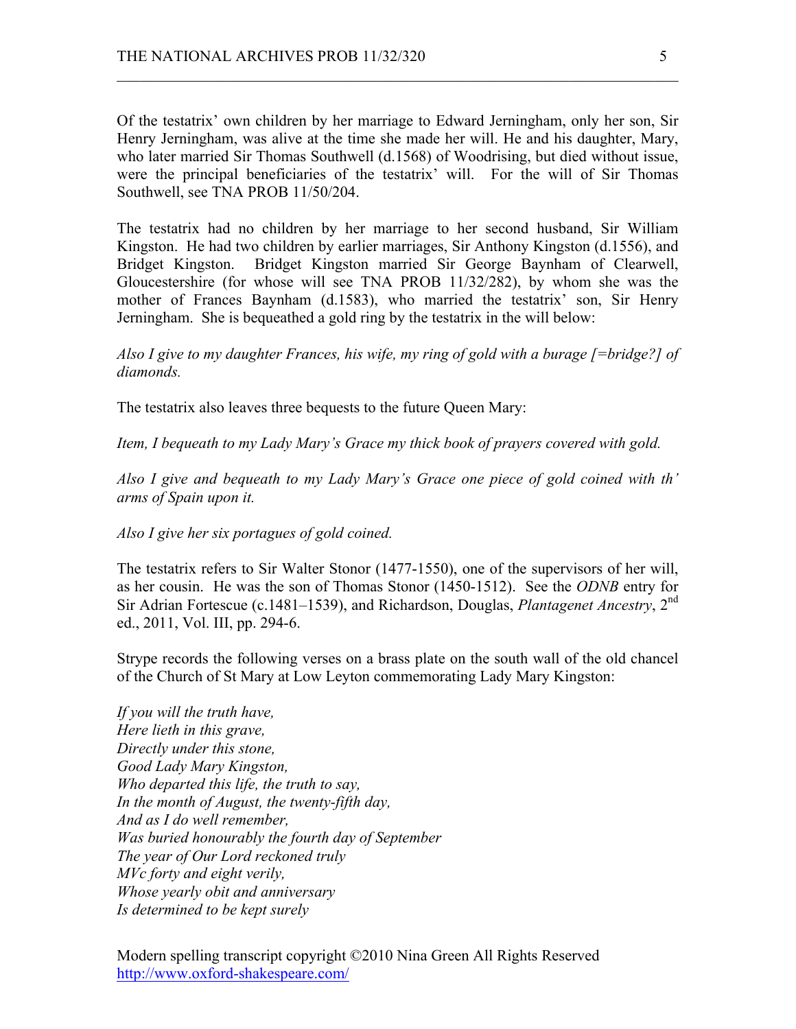Of the testatrix' own children by her marriage to Edward Jerningham, only her son, Sir Henry Jerningham, was alive at the time she made her will. He and his daughter, Mary, who later married Sir Thomas Southwell (d.1568) of Woodrising, but died without issue, were the principal beneficiaries of the testatrix' will. For the will of Sir Thomas Southwell, see TNA PROB 11/50/204.

The testatrix had no children by her marriage to her second husband, Sir William Kingston. He had two children by earlier marriages, Sir Anthony Kingston (d.1556), and Bridget Kingston. Bridget Kingston married Sir George Baynham of Clearwell, Gloucestershire (for whose will see TNA PROB 11/32/282), by whom she was the mother of Frances Baynham (d.1583), who married the testatrix' son, Sir Henry Jerningham. She is bequeathed a gold ring by the testatrix in the will below:

*Also I give to my daughter Frances, his wife, my ring of gold with a burage [=bridge?] of diamonds.*

The testatrix also leaves three bequests to the future Queen Mary:

*Item, I bequeath to my Lady Mary's Grace my thick book of prayers covered with gold.*

*Also I give and bequeath to my Lady Mary's Grace one piece of gold coined with th' arms of Spain upon it.*

*Also I give her six portagues of gold coined.*

The testatrix refers to Sir Walter Stonor (1477-1550), one of the supervisors of her will, as her cousin. He was the son of Thomas Stonor (1450-1512). See the *ODNB* entry for Sir Adrian Fortescue (c.1481–1539), and Richardson, Douglas, *Plantagenet Ancestry*, 2nd ed., 2011, Vol. III, pp. 294-6.

Strype records the following verses on a brass plate on the south wall of the old chancel of the Church of St Mary at Low Leyton commemorating Lady Mary Kingston:

*If you will the truth have,*
*Here lieth in this grave,*
*Directly under this stone,*
*Good Lady Mary Kingston,*
*Who departed this life, the truth to say,*
*In the month of August, the twenty-fifth day,*
*And as I do well remember,*
*Was buried honourably the fourth day of September*
*The year of Our Lord reckoned truly*
*MVc forty and eight verily,*
*Whose yearly obit and anniversary*
*Is determined to be kept surely*

Modern spelling transcript copyright ©2010 Nina Green All Rights Reserved
http://www.oxford-shakespeare.com/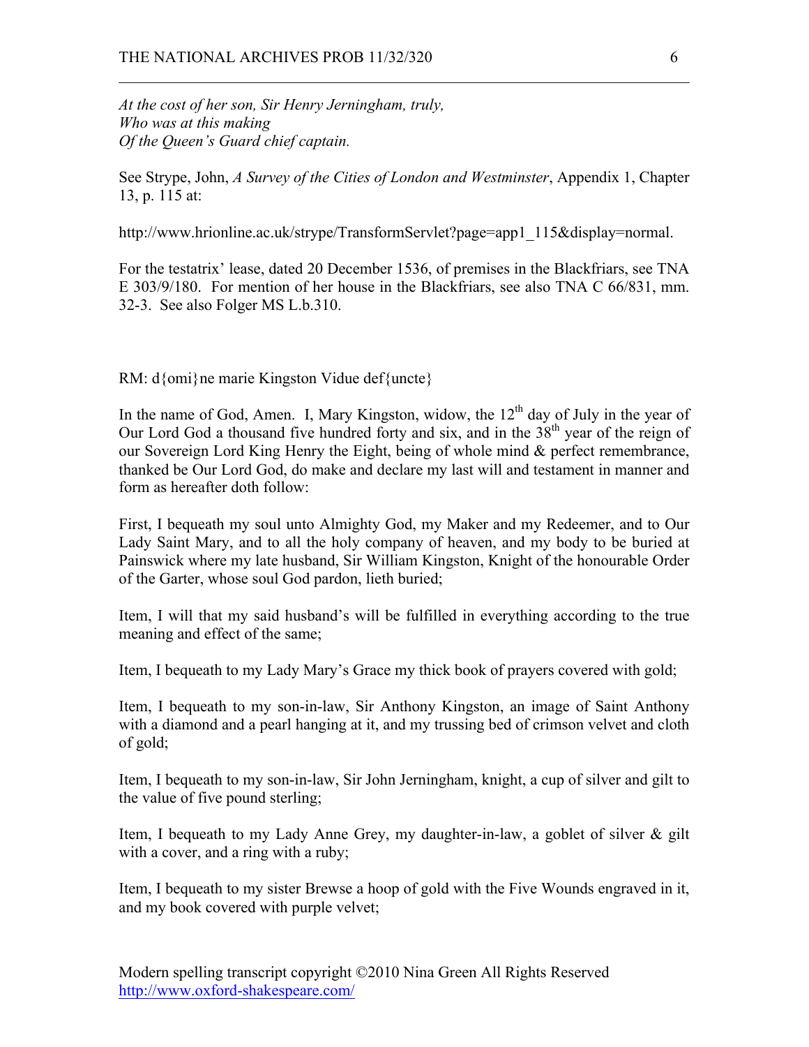*At the cost of her son, Sir Henry Jerningham, truly,*
*Who was at this making*
*Of the Queen's Guard chief captain.*

See Strype, John, *A Survey of the Cities of London and Westminster*, Appendix 1, Chapter 13, p. 115 at:

http://www.hrionline.ac.uk/strype/TransformServlet?page=app1_115&display=normal.

For the testatrix' lease, dated 20 December 1536, of premises in the Blackfriars, see TNA E 303/9/180. For mention of her house in the Blackfriars, see also TNA C 66/831, mm. 32-3. See also Folger MS L.b.310.

RM: d{omi}ne marie Kingston Vidue def{uncte}

In the name of God, Amen. I, Mary Kingston, widow, the 12th day of July in the year of Our Lord God a thousand five hundred forty and six, and in the 38th year of the reign of our Sovereign Lord King Henry the Eight, being of whole mind & perfect remembrance, thanked be Our Lord God, do make and declare my last will and testament in manner and form as hereafter doth follow:

First, I bequeath my soul unto Almighty God, my Maker and my Redeemer, and to Our Lady Saint Mary, and to all the holy company of heaven, and my body to be buried at Painswick where my late husband, Sir William Kingston, Knight of the honourable Order of the Garter, whose soul God pardon, lieth buried;

Item, I will that my said husband's will be fulfilled in everything according to the true meaning and effect of the same;

Item, I bequeath to my Lady Mary's Grace my thick book of prayers covered with gold;

Item, I bequeath to my son-in-law, Sir Anthony Kingston, an image of Saint Anthony with a diamond and a pearl hanging at it, and my trussing bed of crimson velvet and cloth of gold;

Item, I bequeath to my son-in-law, Sir John Jerningham, knight, a cup of silver and gilt to the value of five pound sterling;

Item, I bequeath to my Lady Anne Grey, my daughter-in-law, a goblet of silver & gilt with a cover, and a ring with a ruby;

Item, I bequeath to my sister Brewse a hoop of gold with the Five Wounds engraved in it, and my book covered with purple velvet;

Modern spelling transcript copyright ©2010 Nina Green All Rights Reserved
http://www.oxford-shakespeare.com/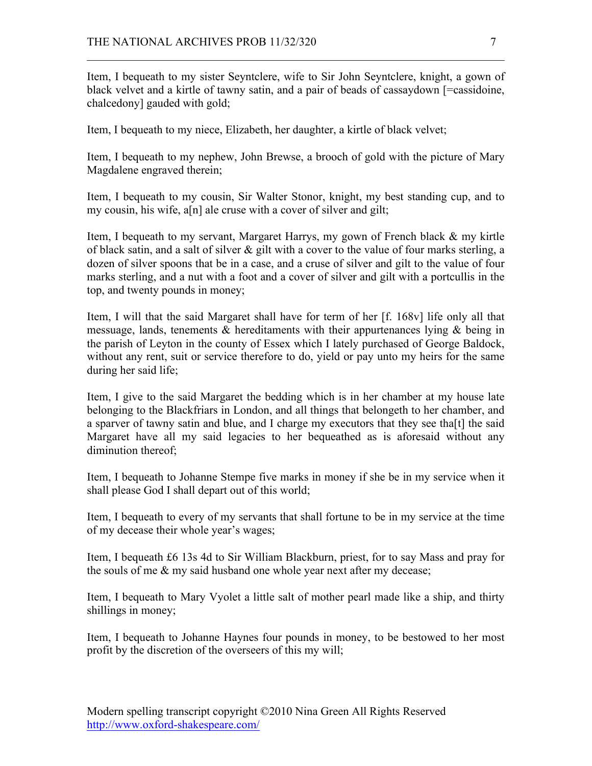Item, I bequeath to my sister Seyntclere, wife to Sir John Seyntclere, knight, a gown of black velvet and a kirtle of tawny satin, and a pair of beads of cassaydown [=cassidoine, chalcedony] gauded with gold;

Item, I bequeath to my niece, Elizabeth, her daughter, a kirtle of black velvet;

Item, I bequeath to my nephew, John Brewse, a brooch of gold with the picture of Mary Magdalene engraved therein;

Item, I bequeath to my cousin, Sir Walter Stonor, knight, my best standing cup, and to my cousin, his wife, a[n] ale cruse with a cover of silver and gilt;

Item, I bequeath to my servant, Margaret Harrys, my gown of French black & my kirtle of black satin, and a salt of silver & gilt with a cover to the value of four marks sterling, a dozen of silver spoons that be in a case, and a cruse of silver and gilt to the value of four marks sterling, and a nut with a foot and a cover of silver and gilt with a portcullis in the top, and twenty pounds in money;

Item, I will that the said Margaret shall have for term of her [f. 168v] life only all that messuage, lands, tenements & hereditaments with their appurtenances lying & being in the parish of Leyton in the county of Essex which I lately purchased of George Baldock, without any rent, suit or service therefore to do, yield or pay unto my heirs for the same during her said life;

Item, I give to the said Margaret the bedding which is in her chamber at my house late belonging to the Blackfriars in London, and all things that belongeth to her chamber, and a sparver of tawny satin and blue, and I charge my executors that they see tha[t] the said Margaret have all my said legacies to her bequeathed as is aforesaid without any diminution thereof;

Item, I bequeath to Johanne Stempe five marks in money if she be in my service when it shall please God I shall depart out of this world;

Item, I bequeath to every of my servants that shall fortune to be in my service at the time of my decease their whole year's wages;

Item, I bequeath £6 13s 4d to Sir William Blackburn, priest, for to say Mass and pray for the souls of me & my said husband one whole year next after my decease;

Item, I bequeath to Mary Vyolet a little salt of mother pearl made like a ship, and thirty shillings in money;

Item, I bequeath to Johanne Haynes four pounds in money, to be bestowed to her most profit by the discretion of the overseers of this my will;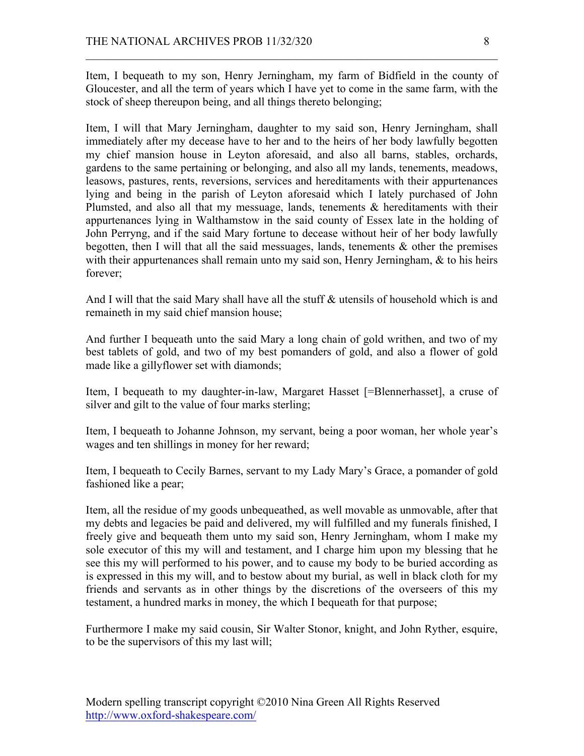Item, I bequeath to my son, Henry Jerningham, my farm of Bidfield in the county of Gloucester, and all the term of years which I have yet to come in the same farm, with the stock of sheep thereupon being, and all things thereto belonging;

Item, I will that Mary Jerningham, daughter to my said son, Henry Jerningham, shall immediately after my decease have to her and to the heirs of her body lawfully begotten my chief mansion house in Leyton aforesaid, and also all barns, stables, orchards, gardens to the same pertaining or belonging, and also all my lands, tenements, meadows, leasows, pastures, rents, reversions, services and hereditaments with their appurtenances lying and being in the parish of Leyton aforesaid which I lately purchased of John Plumsted, and also all that my messuage, lands, tenements & hereditaments with their appurtenances lying in Walthamstow in the said county of Essex late in the holding of John Perryng, and if the said Mary fortune to decease without heir of her body lawfully begotten, then I will that all the said messuages, lands, tenements & other the premises with their appurtenances shall remain unto my said son, Henry Jerningham, & to his heirs forever;

And I will that the said Mary shall have all the stuff & utensils of household which is and remaineth in my said chief mansion house;

And further I bequeath unto the said Mary a long chain of gold writhen, and two of my best tablets of gold, and two of my best pomanders of gold, and also a flower of gold made like a gillyflower set with diamonds;

Item, I bequeath to my daughter-in-law, Margaret Hasset [=Blennerhasset], a cruse of silver and gilt to the value of four marks sterling;

Item, I bequeath to Johanne Johnson, my servant, being a poor woman, her whole year's wages and ten shillings in money for her reward;

Item, I bequeath to Cecily Barnes, servant to my Lady Mary's Grace, a pomander of gold fashioned like a pear;

Item, all the residue of my goods unbequeathed, as well movable as unmovable, after that my debts and legacies be paid and delivered, my will fulfilled and my funerals finished, I freely give and bequeath them unto my said son, Henry Jerningham, whom I make my sole executor of this my will and testament, and I charge him upon my blessing that he see this my will performed to his power, and to cause my body to be buried according as is expressed in this my will, and to bestow about my burial, as well in black cloth for my friends and servants as in other things by the discretions of the overseers of this my testament, a hundred marks in money, the which I bequeath for that purpose;

Furthermore I make my said cousin, Sir Walter Stonor, knight, and John Ryther, esquire, to be the supervisors of this my last will;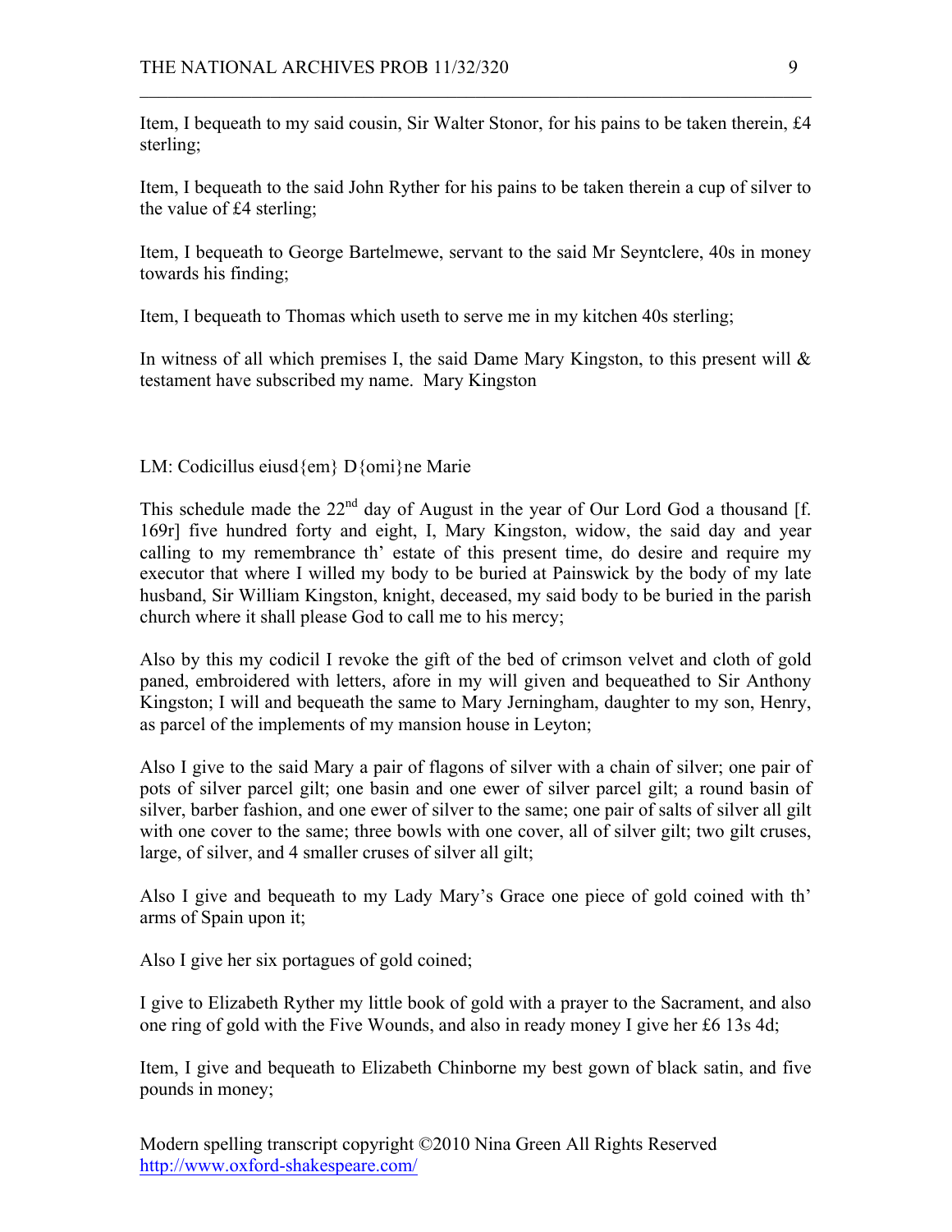Item, I bequeath to my said cousin, Sir Walter Stonor, for his pains to be taken therein, £4 sterling;

Item, I bequeath to the said John Ryther for his pains to be taken therein a cup of silver to the value of £4 sterling;

Item, I bequeath to George Bartelmewe, servant to the said Mr Seyntclere, 40s in money towards his finding;

Item, I bequeath to Thomas which useth to serve me in my kitchen 40s sterling;

In witness of all which premises I, the said Dame Mary Kingston, to this present will & testament have subscribed my name. Mary Kingston

LM: Codicillus eiusd{em} D{omi}ne Marie

This schedule made the 22nd day of August in the year of Our Lord God a thousand [f. 169r] five hundred forty and eight, I, Mary Kingston, widow, the said day and year calling to my remembrance th' estate of this present time, do desire and require my executor that where I willed my body to be buried at Painswick by the body of my late husband, Sir William Kingston, knight, deceased, my said body to be buried in the parish church where it shall please God to call me to his mercy;

Also by this my codicil I revoke the gift of the bed of crimson velvet and cloth of gold paned, embroidered with letters, afore in my will given and bequeathed to Sir Anthony Kingston; I will and bequeath the same to Mary Jerningham, daughter to my son, Henry, as parcel of the implements of my mansion house in Leyton;

Also I give to the said Mary a pair of flagons of silver with a chain of silver; one pair of pots of silver parcel gilt; one basin and one ewer of silver parcel gilt; a round basin of silver, barber fashion, and one ewer of silver to the same; one pair of salts of silver all gilt with one cover to the same; three bowls with one cover, all of silver gilt; two gilt cruses, large, of silver, and 4 smaller cruses of silver all gilt;

Also I give and bequeath to my Lady Mary's Grace one piece of gold coined with th' arms of Spain upon it;

Also I give her six portagues of gold coined;

I give to Elizabeth Ryther my little book of gold with a prayer to the Sacrament, and also one ring of gold with the Five Wounds, and also in ready money I give her £6 13s 4d;

Item, I give and bequeath to Elizabeth Chinborne my best gown of black satin, and five pounds in money;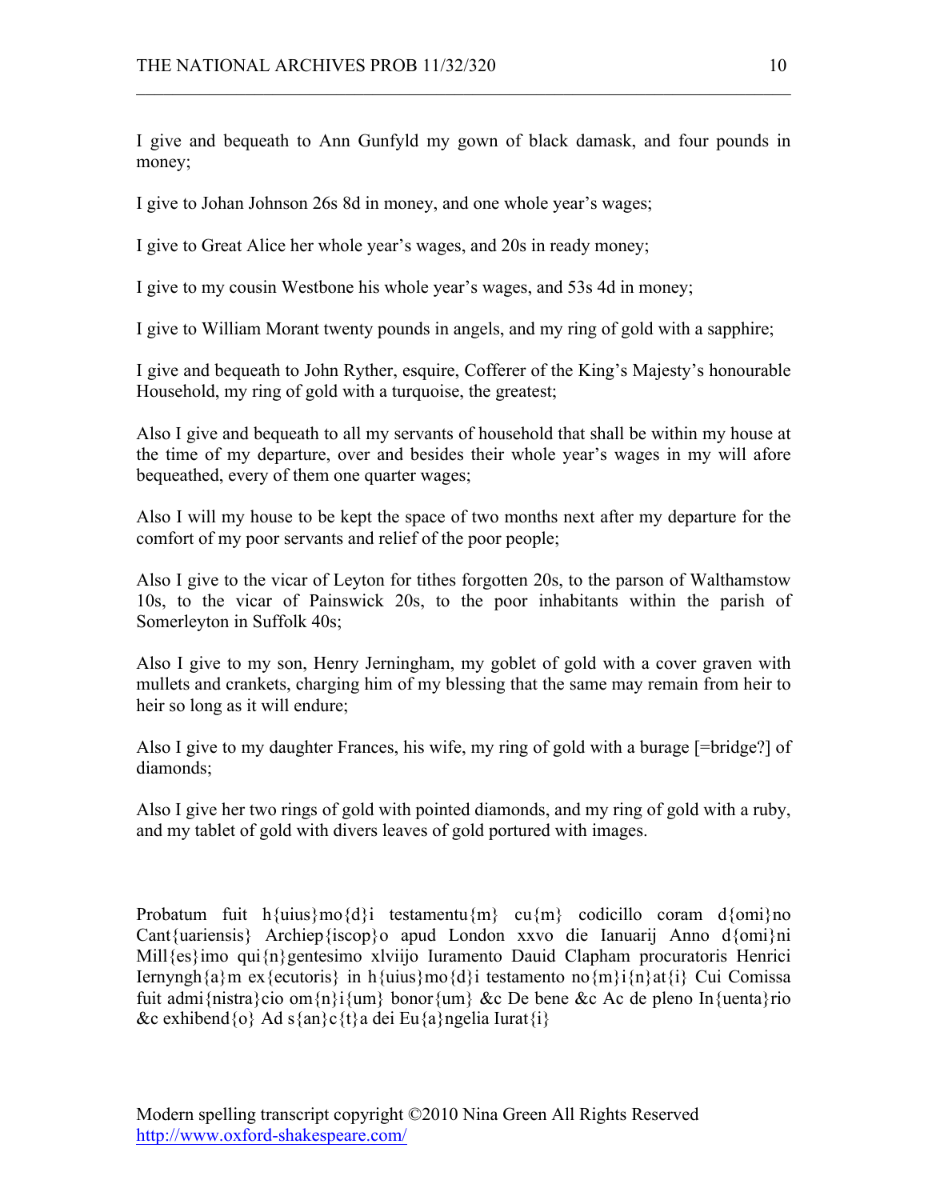I give and bequeath to Ann Gunfyld my gown of black damask, and four pounds in money;

I give to Johan Johnson 26s 8d in money, and one whole year's wages;

I give to Great Alice her whole year's wages, and 20s in ready money;

I give to my cousin Westbone his whole year's wages, and 53s 4d in money;

I give to William Morant twenty pounds in angels, and my ring of gold with a sapphire;

I give and bequeath to John Ryther, esquire, Cofferer of the King's Majesty's honourable Household, my ring of gold with a turquoise, the greatest;

Also I give and bequeath to all my servants of household that shall be within my house at the time of my departure, over and besides their whole year's wages in my will afore bequeathed, every of them one quarter wages;

Also I will my house to be kept the space of two months next after my departure for the comfort of my poor servants and relief of the poor people;

Also I give to the vicar of Leyton for tithes forgotten 20s, to the parson of Walthamstow 10s, to the vicar of Painswick 20s, to the poor inhabitants within the parish of Somerleyton in Suffolk 40s;

Also I give to my son, Henry Jerningham, my goblet of gold with a cover graven with mullets and crankets, charging him of my blessing that the same may remain from heir to heir so long as it will endure;

Also I give to my daughter Frances, his wife, my ring of gold with a burage [=bridge?] of diamonds;

Also I give her two rings of gold with pointed diamonds, and my ring of gold with a ruby, and my tablet of gold with divers leaves of gold portured with images.

Probatum fuit h{uius}mo{d}i testamentu{m} cu{m} codicillo coram d{omi}no Cant{uariensis} Archiep{iscop}o apud London xxvo die Ianuarij Anno d{omi}ni Mill{es}imo qui{n}gentesimo xlviijo Iuramento Dauid Clapham procuratoris Henrici Iernyngh{a}m ex{ecutoris} in h{uius}mo{d}i testamento no{m}i{n}at{i} Cui Comissa fuit admi{nistra}cio om{n}i{um} bonor{um} &c De bene &c Ac de pleno In{uenta}rio &c exhibend{o} Ad s{an}c{t}a dei Eu{a}ngelia Iurat{i}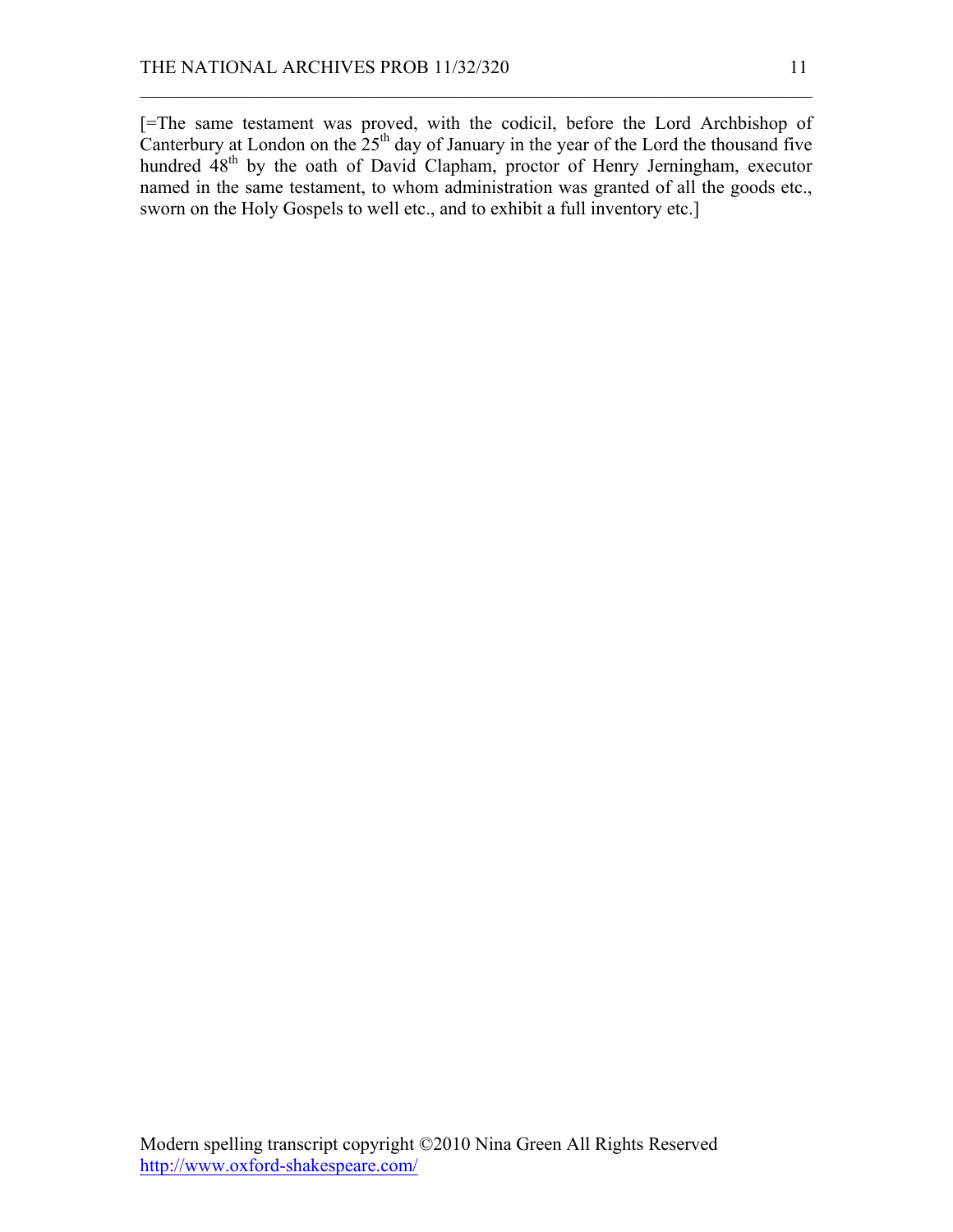[=The same testament was proved, with the codicil, before the Lord Archbishop of Canterbury at London on the 25th day of January in the year of the Lord the thousand five hundred 48th by the oath of David Clapham, proctor of Henry Jerningham, executor named in the same testament, to whom administration was granted of all the goods etc., sworn on the Holy Gospels to well etc., and to exhibit a full inventory etc.]

Modern spelling transcript copyright ©2010 Nina Green All Rights Reserved
http://www.oxford-shakespeare.com/